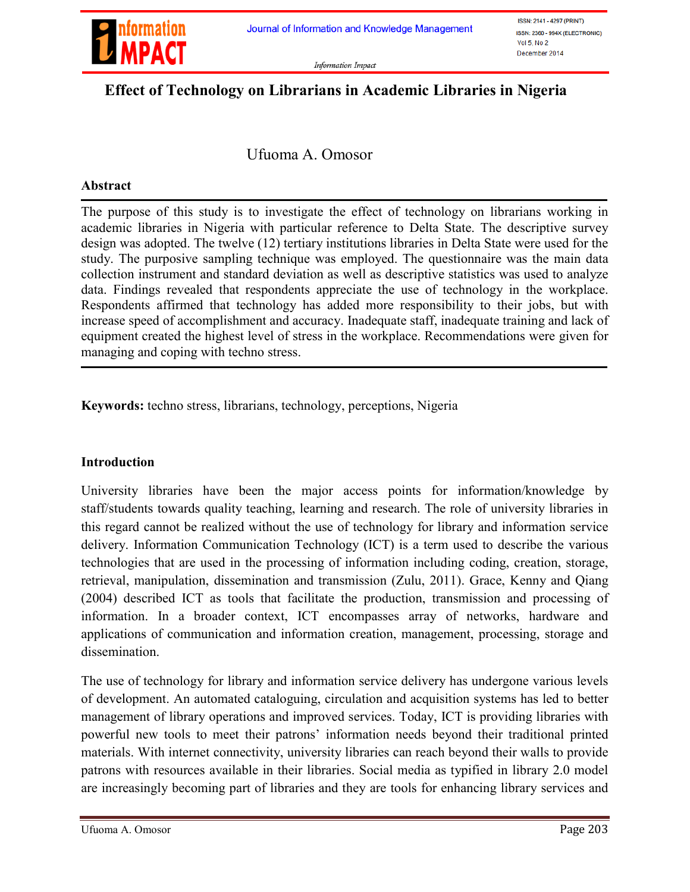# Effect of Technology on Librarians in Academic Libraries in Nigeria

Ufuoma A. Omosor

## Abstract

The purpose of this study is to investigate the effect of technology on librarians working in academic libraries in Nigeria with particular reference to Delta State. The descriptive survey design was adopted. The twelve (12) tertiary institutions libraries in Delta State were used for the study. The purposive sampling technique was employed. The questionnaire was the main data collection instrument and standard deviation as well as descriptive statistics was used to analyze data. Findings revealed that respondents appreciate the use of technology in the workplace. Respondents affirmed that technology has added more responsibility to their jobs, but with increase speed of accomplishment and accuracy. Inadequate staff, inadequate training and lack of equipment created the highest level of stress in the workplace. Recommendations were given for managing and coping with techno stress.

**Keywords:** techno stress, librarians, technology, perceptions, Nigeria

## Introduction

University libraries have been the major access points for information/knowledge by staff/students towards quality teaching, learning and research. The role of university libraries in this regard cannot be realized without the use of technology for library and information service delivery. Information Communication Technology (ICT) is a term used to describe the various technologies that are used in the processing of information including coding, creation, storage, retrieval, manipulation, dissemination and transmission (Zulu, 2011). Grace, Kenny and Qiang (2004) described ICT as tools that facilitate the production, transmission and processing of information. In a broader context, ICT encompasses array of networks, hardware and applications of communication and information creation, management, processing, storage and dissemination.

The use of technology for library and information service delivery has undergone various levels of development. An automated cataloguing, circulation and acquisition systems has led to better management of library operations and improved services. Today, ICT is providing libraries with powerful new tools to meet their patrons' information needs beyond their traditional printed materials. With internet connectivity, university libraries can reach beyond their walls to provide patrons with resources available in their libraries. Social media as typified in library 2.0 model are increasingly becoming part of libraries and they are tools for enhancing library services and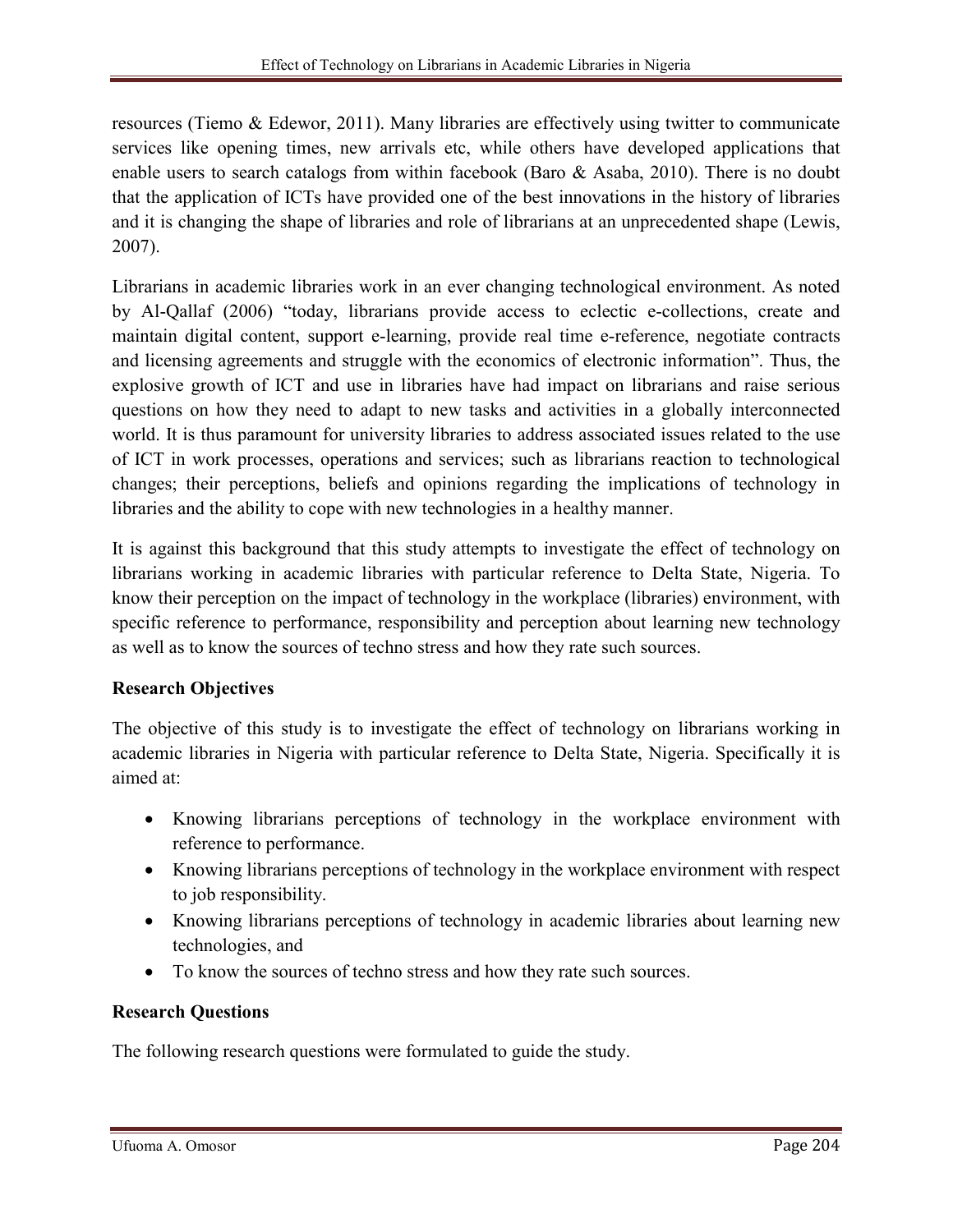resources (Tiemo & Edewor, 2011). Many libraries are effectively using twitter to communicate services like opening times, new arrivals etc, while others have developed applications that enable users to search catalogs from within facebook (Baro & Asaba, 2010). There is no doubt that the application of ICTs have provided one of the best innovations in the history of libraries and it is changing the shape of libraries and role of librarians at an unprecedented shape (Lewis, 2007).

Librarians in academic libraries work in an ever changing technological environment. As noted by Al-Qallaf (2006) "today, librarians provide access to eclectic e-collections, create and maintain digital content, support e-learning, provide real time e-reference, negotiate contracts and licensing agreements and struggle with the economics of electronic information". Thus, the explosive growth of ICT and use in libraries have had impact on librarians and raise serious questions on how they need to adapt to new tasks and activities in a globally interconnected world. It is thus paramount for university libraries to address associated issues related to the use of ICT in work processes, operations and services; such as librarians reaction to technological changes; their perceptions, beliefs and opinions regarding the implications of technology in libraries and the ability to cope with new technologies in a healthy manner.

It is against this background that this study attempts to investigate the effect of technology on librarians working in academic libraries with particular reference to Delta State, Nigeria. To know their perception on the impact of technology in the workplace (libraries) environment, with specific reference to performance, responsibility and perception about learning new technology as well as to know the sources of techno stress and how they rate such sources.

**Research Objectives**

The objective of this study is to investigate the effect of technology on librarians working in academic libraries in Nigeria with particular reference to Delta State, Nigeria. Specifically it is aimed at:

- Knowing librarians perceptions of technology in the workplace environment with reference to performance.
- Knowing librarians perceptions of technology in the workplace environment with respect to job responsibility.
- Knowing librarians perceptions of technology in academic libraries about learning new technologies, and
- To know the sources of techno stress and how they rate such sources.

**Research Questions**

The following research questions were formulated to guide the study.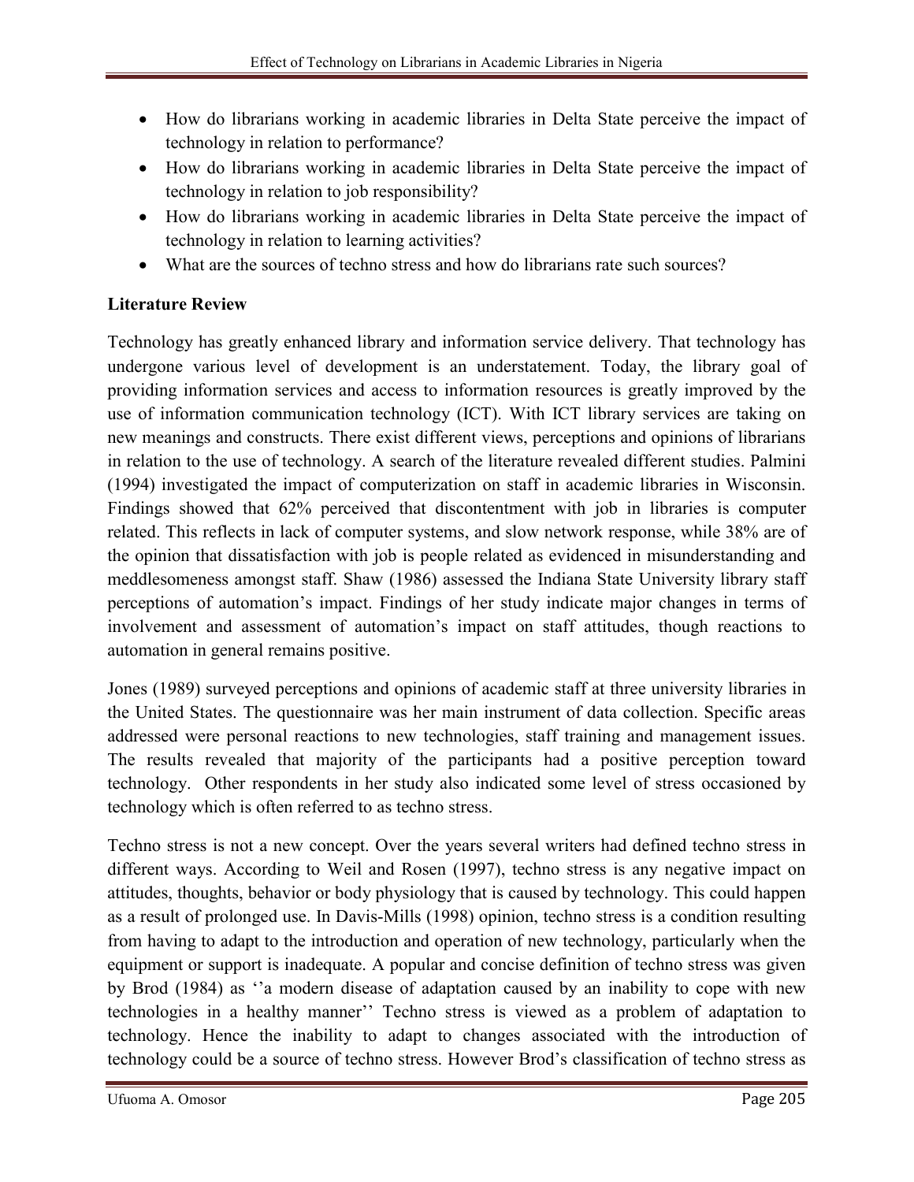- How do librarians working in academic libraries in Delta State perceive the impact of technology in relation to performance?
- How do librarians working in academic libraries in Delta State perceive the impact of technology in relation to job responsibility?
- How do librarians working in academic libraries in Delta State perceive the impact of technology in relation to learning activities?
- What are the sources of techno stress and how do librarians rate such sources?

**Literature Review**

Technology has greatly enhanced library and information service delivery. That technology has undergone various level of development is an understatement. Today, the library goal of providing information services and access to information resources is greatly improved by the use of information communication technology (ICT). With ICT library services are taking on new meanings and constructs. There exist different views, perceptions and opinions of librarians in relation to the use of technology. A search of the literature revealed different studies. Palmini (1994) investigated the impact of computerization on staff in academic libraries in Wisconsin. Findings showed that 62% perceived that discontentment with job in libraries is computer related. This reflects in lack of computer systems, and slow network response, while 38% are of the opinion that dissatisfaction with job is people related as evidenced in misunderstanding and meddlesomeness amongst staff. Shaw (1986) assessed the Indiana State University library staff perceptions of automation's impact. Findings of her study indicate major changes in terms of involvement and assessment of automation's impact on staff attitudes, though reactions to automation in general remains positive.

Jones (1989) surveyed perceptions and opinions of academic staff at three university libraries in the United States. The questionnaire was her main instrument of data collection. Specific areas addressed were personal reactions to new technologies, staff training and management issues. The results revealed that majority of the participants had a positive perception toward technology. Other respondents in her study also indicated some level of stress occasioned by technology which is often referred to as techno stress.

Techno stress is not a new concept. Over the years several writers had defined techno stress in different ways. According to Weil and Rosen (1997), techno stress is any negative impact on attitudes, thoughts, behavior or body physiology that is caused by technology. This could happen as a result of prolonged use. In Davis-Mills (1998) opinion, techno stress is a condition resulting from having to adapt to the introduction and operation of new technology, particularly when the equipment or support is inadequate. A popular and concise definition of techno stress was given by Brod (1984) as ''a modern disease of adaptation caused by an inability to cope with new technologies in a healthy manner'' Techno stress is viewed as a problem of adaptation to technology. Hence the inability to adapt to changes associated with the introduction of technology could be a source of techno stress. However Brod's classification of techno stress as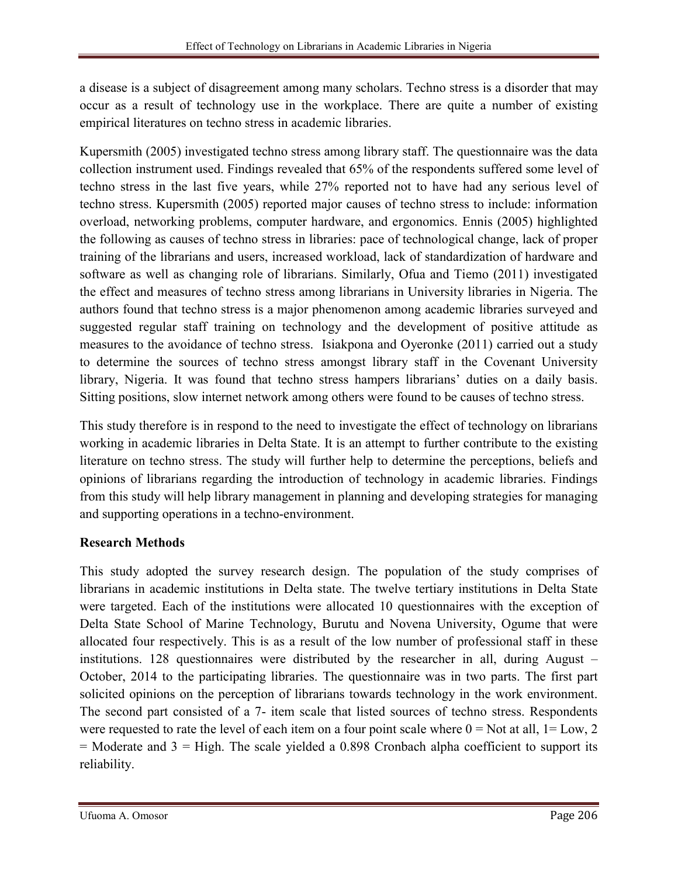a disease is a subject of disagreement among many scholars. Techno stress is a disorder that may occur as a result of technology use in the workplace. There are quite a number of existing empirical literatures on techno stress in academic libraries.

Kupersmith (2005) investigated techno stress among library staff. The questionnaire was the data collection instrument used. Findings revealed that 65% of the respondents suffered some level of techno stress in the last five years, while 27% reported not to have had any serious level of techno stress. Kupersmith (2005) reported major causes of techno stress to include: information overload, networking problems, computer hardware, and ergonomics. Ennis (2005) highlighted the following as causes of techno stress in libraries: pace of technological change, lack of proper training of the librarians and users, increased workload, lack of standardization of hardware and software as well as changing role of librarians. Similarly, Ofua and Tiemo (2011) investigated the effect and measures of techno stress among librarians in University libraries in Nigeria. The authors found that techno stress is a major phenomenon among academic libraries surveyed and suggested regular staff training on technology and the development of positive attitude as measures to the avoidance of techno stress. Isiakpona and Oyeronke (2011) carried out a study to determine the sources of techno stress amongst library staff in the Covenant University library, Nigeria. It was found that techno stress hampers librarians' duties on a daily basis. Sitting positions, slow internet network among others were found to be causes of techno stress.

This study therefore is in respond to the need to investigate the effect of technology on librarians working in academic libraries in Delta State. It is an attempt to further contribute to the existing literature on techno stress. The study will further help to determine the perceptions, beliefs and opinions of librarians regarding the introduction of technology in academic libraries. Findings from this study will help library management in planning and developing strategies for managing and supporting operations in a techno-environment.

## Research Methods

This study adopted the survey research design. The population of the study comprises of librarians in academic institutions in Delta state. The twelve tertiary institutions in Delta State were targeted. Each of the institutions were allocated 10 questionnaires with the exception of Delta State School of Marine Technology, Burutu and Novena University, Ogume that were allocated four respectively. This is as a result of the low number of professional staff in these institutions. 128 questionnaires were distributed by the researcher in all, during August – October, 2014 to the participating libraries. The questionnaire was in two parts. The first part solicited opinions on the perception of librarians towards technology in the work environment. The second part consisted of a 7- item scale that listed sources of techno stress. Respondents were requested to rate the level of each item on a four point scale where 0 = Not at all, 1= Low, 2 = Moderate and 3 = High. The scale yielded a 0.898 Cronbach alpha coefficient to support its reliability.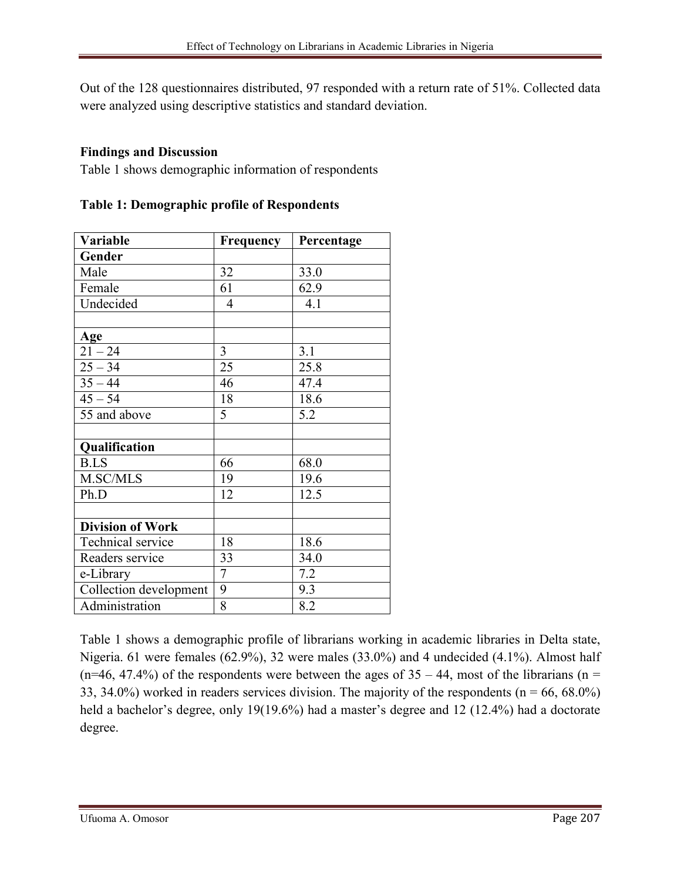Out of the 128 questionnaires distributed, 97 responded with a return rate of 51%. Collected data were analyzed using descriptive statistics and standard deviation.

**Findings and Discussion**

Table 1 shows demographic information of respondents

**Table 1: Demographic profile of Respondents**

| Variable | Frequency | Percentage |
|---|---|---|
| **Gender** | | |
| Male | 32 | 33.0 |
| Female | 61 | 62.9 |
| Undecided | 4 | 4.1 |
| | | |
| **Age** | | |
| 21 – 24 | 3 | 3.1 |
| 25 – 34 | 25 | 25.8 |
| 35 – 44 | 46 | 47.4 |
| 45 – 54 | 18 | 18.6 |
| 55 and above | 5 | 5.2 |
| | | |
| **Qualification** | | |
| B.LS | 66 | 68.0 |
| M.SC/MLS | 19 | 19.6 |
| Ph.D | 12 | 12.5 |
| | | |
| **Division of Work** | | |
| Technical service | 18 | 18.6 |
| Readers service | 33 | 34.0 |
| e-Library | 7 | 7.2 |
| Collection development | 9 | 9.3 |
| Administration | 8 | 8.2 |

Table 1 shows a demographic profile of librarians working in academic libraries in Delta state, Nigeria. 61 were females (62.9%), 32 were males (33.0%) and 4 undecided (4.1%). Almost half (n=46, 47.4%) of the respondents were between the ages of 35 – 44, most of the librarians (n = 33, 34.0%) worked in readers services division. The majority of the respondents (n = 66, 68.0%) held a bachelor's degree, only 19(19.6%) had a master's degree and 12 (12.4%) had a doctorate degree.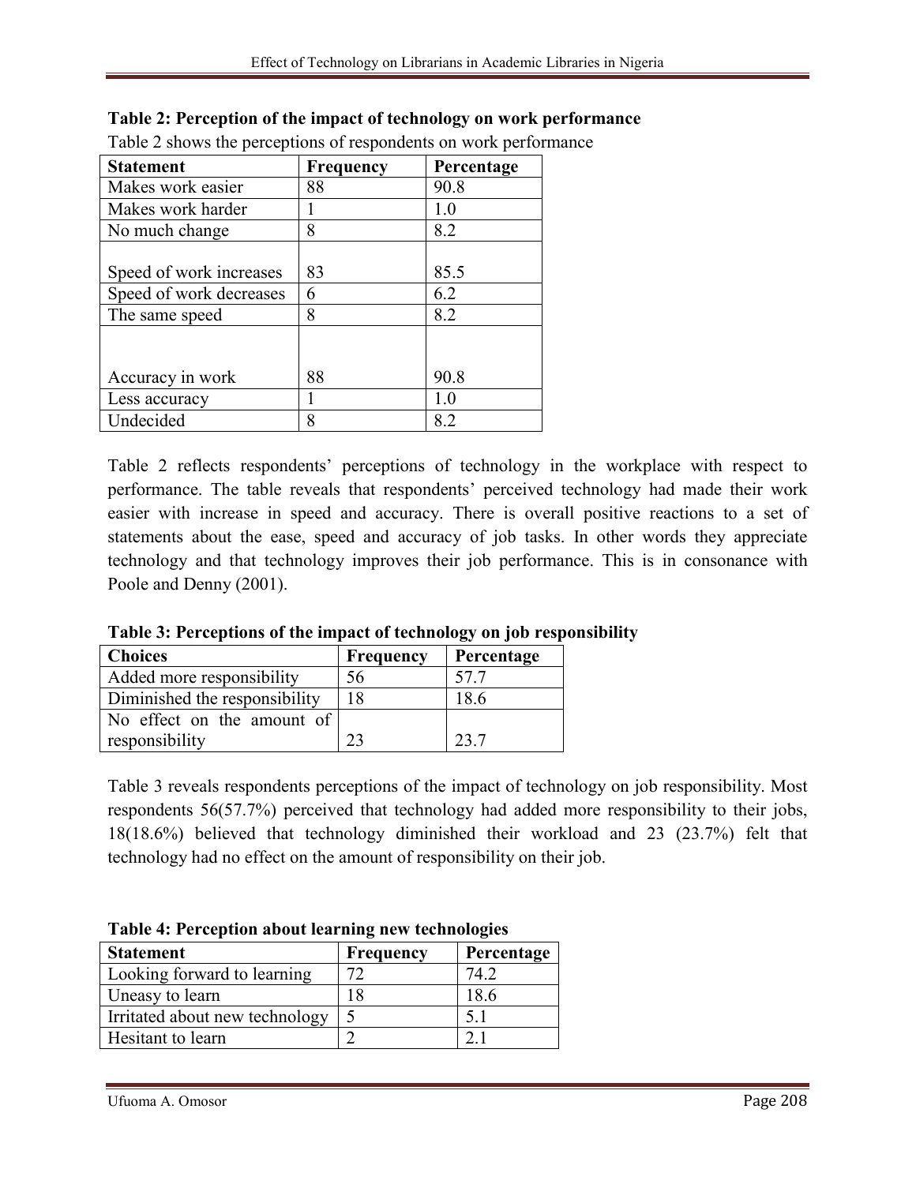**Table 2: Perception of the impact of technology on work performance**

Table 2 shows the perceptions of respondents on work performance

| Statement | Frequency | Percentage |
|---|---|---|
| Makes work easier | 88 | 90.8 |
| Makes work harder | 1 | 1.0 |
| No much change | 8 | 8.2 |
| Speed of work increases | 83 | 85.5 |
| Speed of work decreases | 6 | 6.2 |
| The same speed | 8 | 8.2 |
| Accuracy in work | 88 | 90.8 |
| Less accuracy | 1 | 1.0 |
| Undecided | 8 | 8.2 |

Table 2 reflects respondents' perceptions of technology in the workplace with respect to performance. The table reveals that respondents' perceived technology had made their work easier with increase in speed and accuracy. There is overall positive reactions to a set of statements about the ease, speed and accuracy of job tasks. In other words they appreciate technology and that technology improves their job performance. This is in consonance with Poole and Denny (2001).

**Table 3: Perceptions of the impact of technology on job responsibility**

| Choices | Frequency | Percentage |
|---|---|---|
| Added more responsibility | 56 | 57.7 |
| Diminished the responsibility | 18 | 18.6 |
| No effect on the amount of responsibility | 23 | 23.7 |

Table 3 reveals respondents perceptions of the impact of technology on job responsibility. Most respondents 56(57.7%) perceived that technology had added more responsibility to their jobs, 18(18.6%) believed that technology diminished their workload and 23 (23.7%) felt that technology had no effect on the amount of responsibility on their job.

**Table 4: Perception about learning new technologies**

| Statement | Frequency | Percentage |
|---|---|---|
| Looking forward to learning | 72 | 74.2 |
| Uneasy to learn | 18 | 18.6 |
| Irritated about new technology | 5 | 5.1 |
| Hesitant to learn | 2 | 2.1 |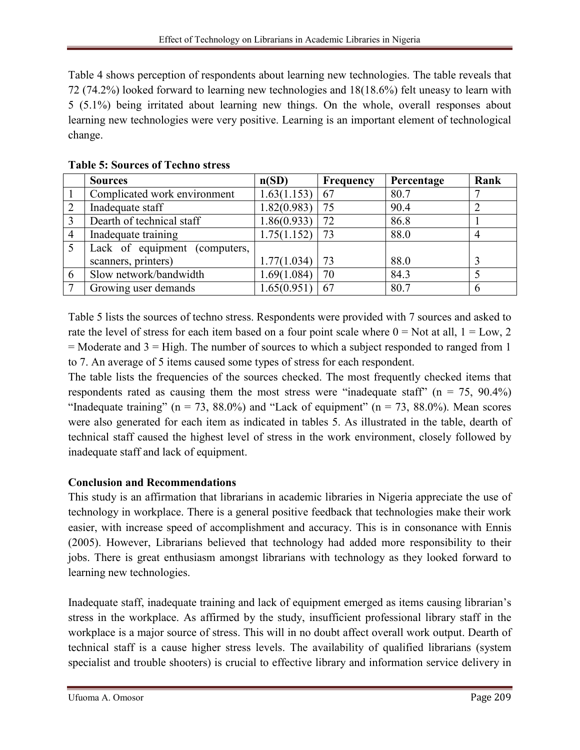Table 4 shows perception of respondents about learning new technologies. The table reveals that 72 (74.2%) looked forward to learning new technologies and 18(18.6%) felt uneasy to learn with 5 (5.1%) being irritated about learning new things. On the whole, overall responses about learning new technologies were very positive. Learning is an important element of technological change.

**Table 5: Sources of Techno stress**

| | Sources | n(SD) | Frequency | Percentage | Rank |
|---|---|---|---|---|---|
| 1 | Complicated work environment | 1.63(1.153) | 67 | 80.7 | 7 |
| 2 | Inadequate staff | 1.82(0.983) | 75 | 90.4 | 2 |
| 3 | Dearth of technical staff | 1.86(0.933) | 72 | 86.8 | 1 |
| 4 | Inadequate training | 1.75(1.152) | 73 | 88.0 | 4 |
| 5 | Lack of equipment (computers, scanners, printers) | 1.77(1.034) | 73 | 88.0 | 3 |
| 6 | Slow network/bandwidth | 1.69(1.084) | 70 | 84.3 | 5 |
| 7 | Growing user demands | 1.65(0.951) | 67 | 80.7 | 6 |

Table 5 lists the sources of techno stress. Respondents were provided with 7 sources and asked to rate the level of stress for each item based on a four point scale where 0 = Not at all, 1 = Low, 2 = Moderate and 3 = High. The number of sources to which a subject responded to ranged from 1 to 7. An average of 5 items caused some types of stress for each respondent.

The table lists the frequencies of the sources checked. The most frequently checked items that respondents rated as causing them the most stress were "inadequate staff" (n = 75, 90.4%) "Inadequate training" (n = 73, 88.0%) and "Lack of equipment" (n = 73, 88.0%). Mean scores were also generated for each item as indicated in tables 5. As illustrated in the table, dearth of technical staff caused the highest level of stress in the work environment, closely followed by inadequate staff and lack of equipment.

## Conclusion and Recommendations

This study is an affirmation that librarians in academic libraries in Nigeria appreciate the use of technology in workplace. There is a general positive feedback that technologies make their work easier, with increase speed of accomplishment and accuracy. This is in consonance with Ennis (2005). However, Librarians believed that technology had added more responsibility to their jobs. There is great enthusiasm amongst librarians with technology as they looked forward to learning new technologies.

Inadequate staff, inadequate training and lack of equipment emerged as items causing librarian's stress in the workplace. As affirmed by the study, insufficient professional library staff in the workplace is a major source of stress. This will in no doubt affect overall work output. Dearth of technical staff is a cause higher stress levels. The availability of qualified librarians (system specialist and trouble shooters) is crucial to effective library and information service delivery in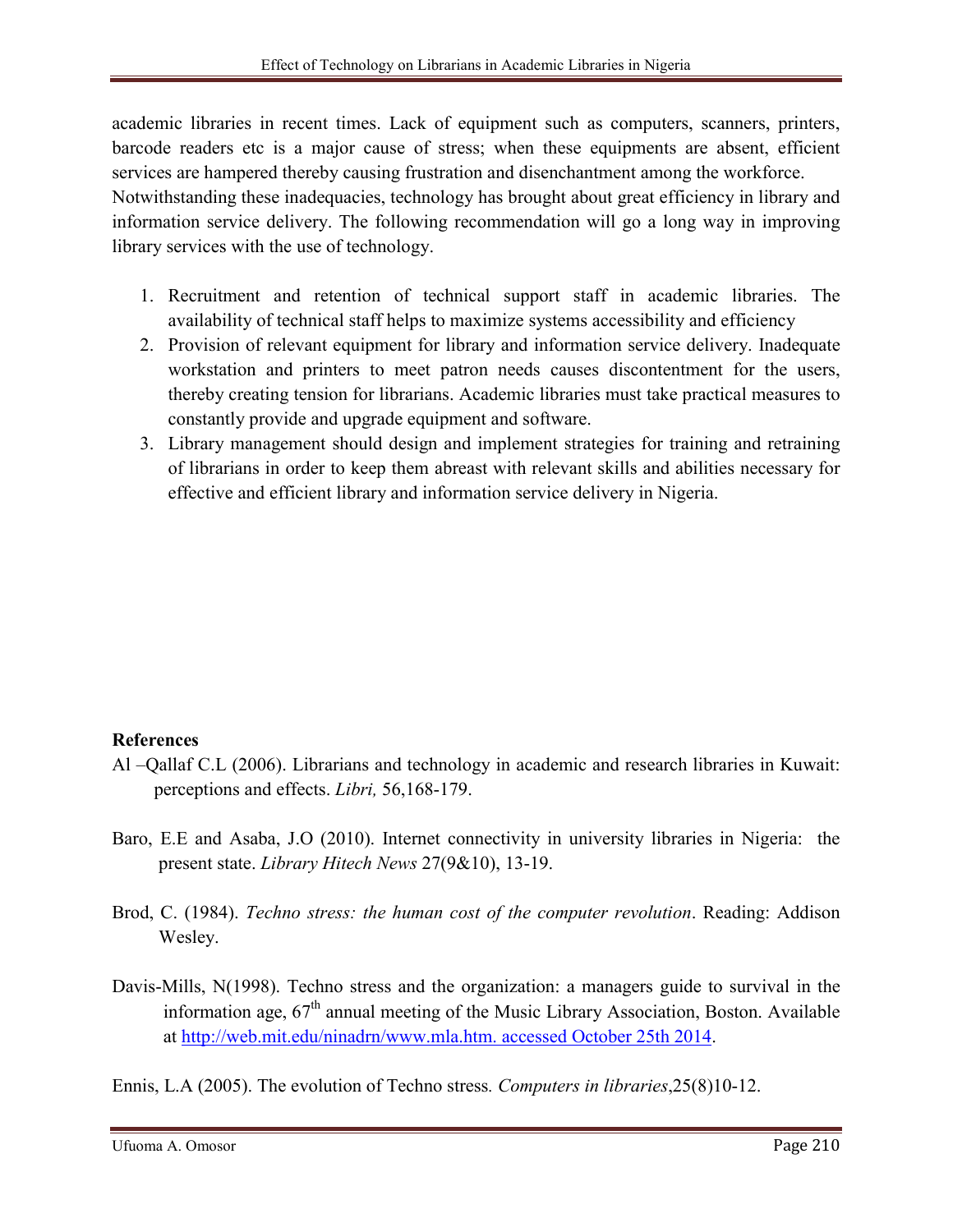academic libraries in recent times. Lack of equipment such as computers, scanners, printers, barcode readers etc is a major cause of stress; when these equipments are absent, efficient services are hampered thereby causing frustration and disenchantment among the workforce.
Notwithstanding these inadequacies, technology has brought about great efficiency in library and information service delivery. The following recommendation will go a long way in improving library services with the use of technology.

1. Recruitment and retention of technical support staff in academic libraries. The availability of technical staff helps to maximize systems accessibility and efficiency
2. Provision of relevant equipment for library and information service delivery. Inadequate workstation and printers to meet patron needs causes discontentment for the users, thereby creating tension for librarians. Academic libraries must take practical measures to constantly provide and upgrade equipment and software.
3. Library management should design and implement strategies for training and retraining of librarians in order to keep them abreast with relevant skills and abilities necessary for effective and efficient library and information service delivery in Nigeria.

**References**

Al –Qallaf C.L (2006). Librarians and technology in academic and research libraries in Kuwait: perceptions and effects. *Libri,* 56,168-179.

Baro, E.E and Asaba, J.O (2010). Internet connectivity in university libraries in Nigeria: the present state. *Library Hitech News* 27(9&10), 13-19.

Brod, C. (1984). *Techno stress: the human cost of the computer revolution*. Reading: Addison Wesley.

Davis-Mills, N(1998). Techno stress and the organization: a managers guide to survival in the information age, 67th annual meeting of the Music Library Association, Boston. Available at http://web.mit.edu/ninadrn/www.mla.htm. accessed October 25th 2014.

Ennis, L.A (2005). The evolution of Techno stress. *Computers in libraries*,25(8)10-12.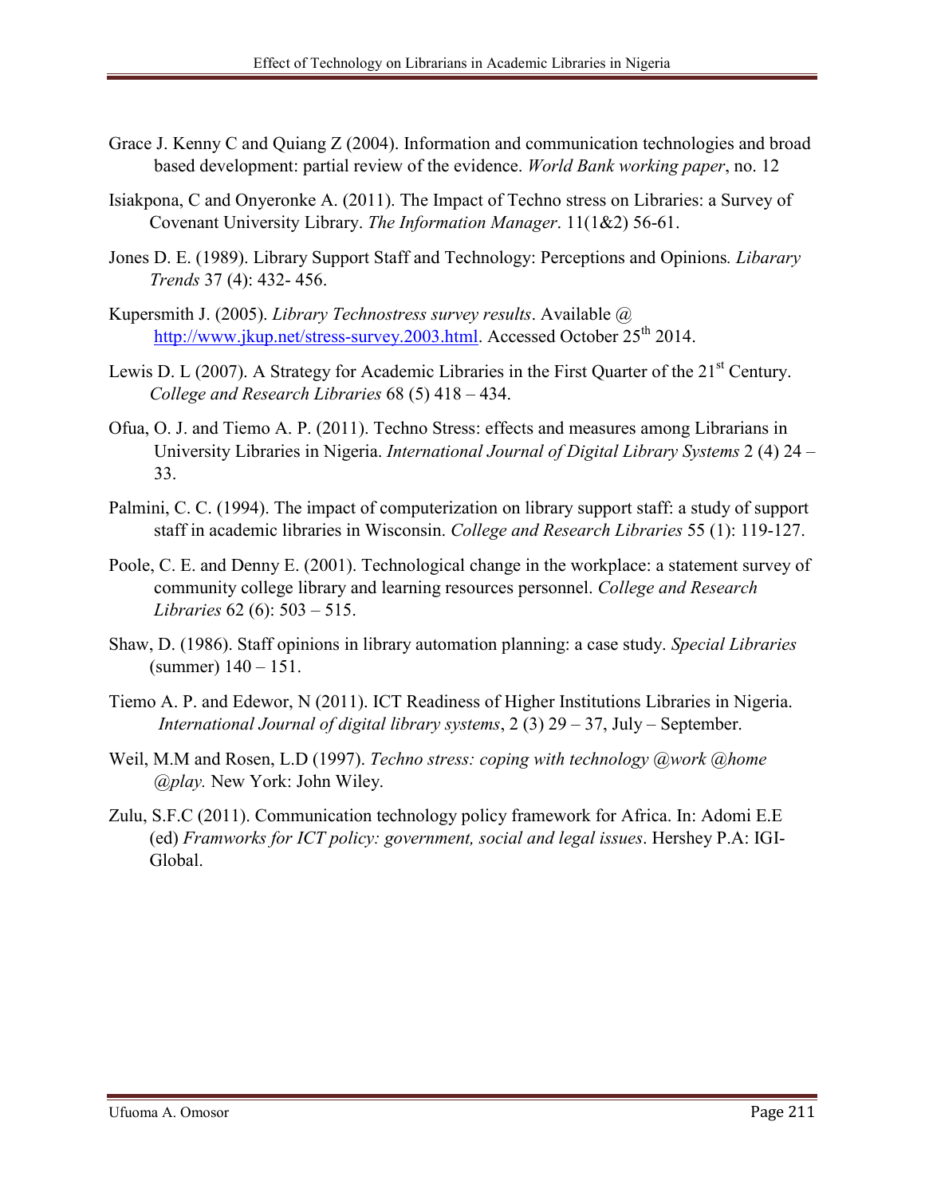Grace J. Kenny C and Quiang Z (2004). Information and communication technologies and broad based development: partial review of the evidence. *World Bank working paper*, no. 12

Isiakpona, C and Onyeronke A. (2011). The Impact of Techno stress on Libraries: a Survey of Covenant University Library. *The Information Manager*. 11(1&2) 56-61.

Jones D. E. (1989). Library Support Staff and Technology: Perceptions and Opinions*. Libarary Trends* 37 (4): 432- 456.

Kupersmith J. (2005). *Library Technostress survey results*. Available @ http://www.jkup.net/stress-survey.2003.html. Accessed October 25th 2014.

Lewis D. L (2007). A Strategy for Academic Libraries in the First Quarter of the 21st Century. *College and Research Libraries* 68 (5) 418 – 434.

Ofua, O. J. and Tiemo A. P. (2011). Techno Stress: effects and measures among Librarians in University Libraries in Nigeria. *International Journal of Digital Library Systems* 2 (4) 24 – 33.

Palmini, C. C. (1994). The impact of computerization on library support staff: a study of support staff in academic libraries in Wisconsin. *College and Research Libraries* 55 (1): 119-127.

Poole, C. E. and Denny E. (2001). Technological change in the workplace: a statement survey of community college library and learning resources personnel. *College and Research Libraries* 62 (6): 503 – 515.

Shaw, D. (1986). Staff opinions in library automation planning: a case study. *Special Libraries* (summer) 140 – 151.

Tiemo A. P. and Edewor, N (2011). ICT Readiness of Higher Institutions Libraries in Nigeria. *International Journal of digital library systems*, 2 (3) 29 – 37, July – September.

Weil, M.M and Rosen, L.D (1997). *Techno stress: coping with technology @work @home @play.* New York: John Wiley.

Zulu, S.F.C (2011). Communication technology policy framework for Africa. In: Adomi E.E (ed) *Framworks for ICT policy: government, social and legal issues*. Hershey P.A: IGI-Global.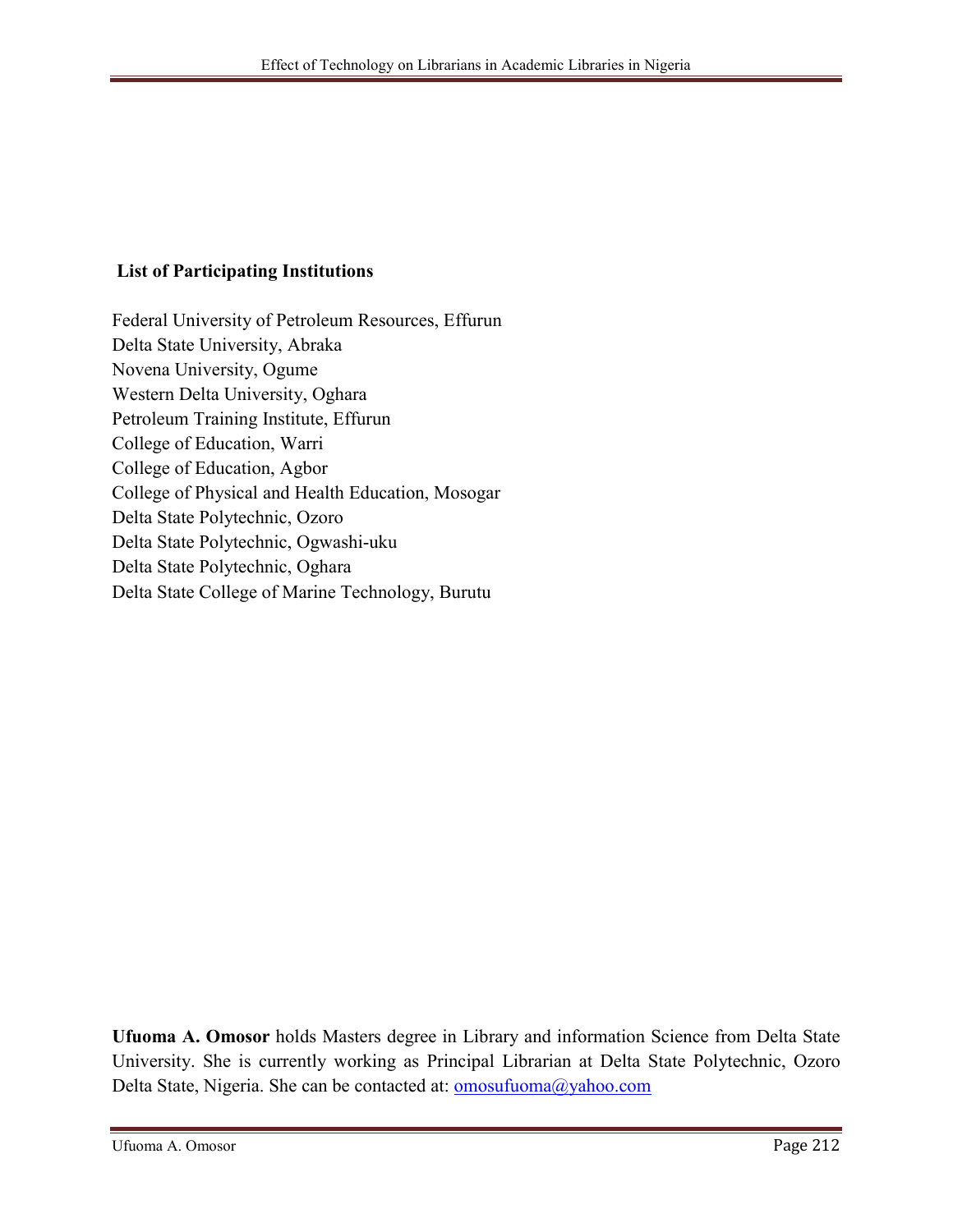**List of Participating Institutions**

Federal University of Petroleum Resources, Effurun
Delta State University, Abraka
Novena University, Ogume
Western Delta University, Oghara
Petroleum Training Institute, Effurun
College of Education, Warri
College of Education, Agbor
College of Physical and Health Education, Mosogar
Delta State Polytechnic, Ozoro
Delta State Polytechnic, Ogwashi-uku
Delta State Polytechnic, Oghara
Delta State College of Marine Technology, Burutu

**Ufuoma A. Omosor** holds Masters degree in Library and information Science from Delta State University. She is currently working as Principal Librarian at Delta State Polytechnic, Ozoro Delta State, Nigeria. She can be contacted at: omosufuoma@yahoo.com